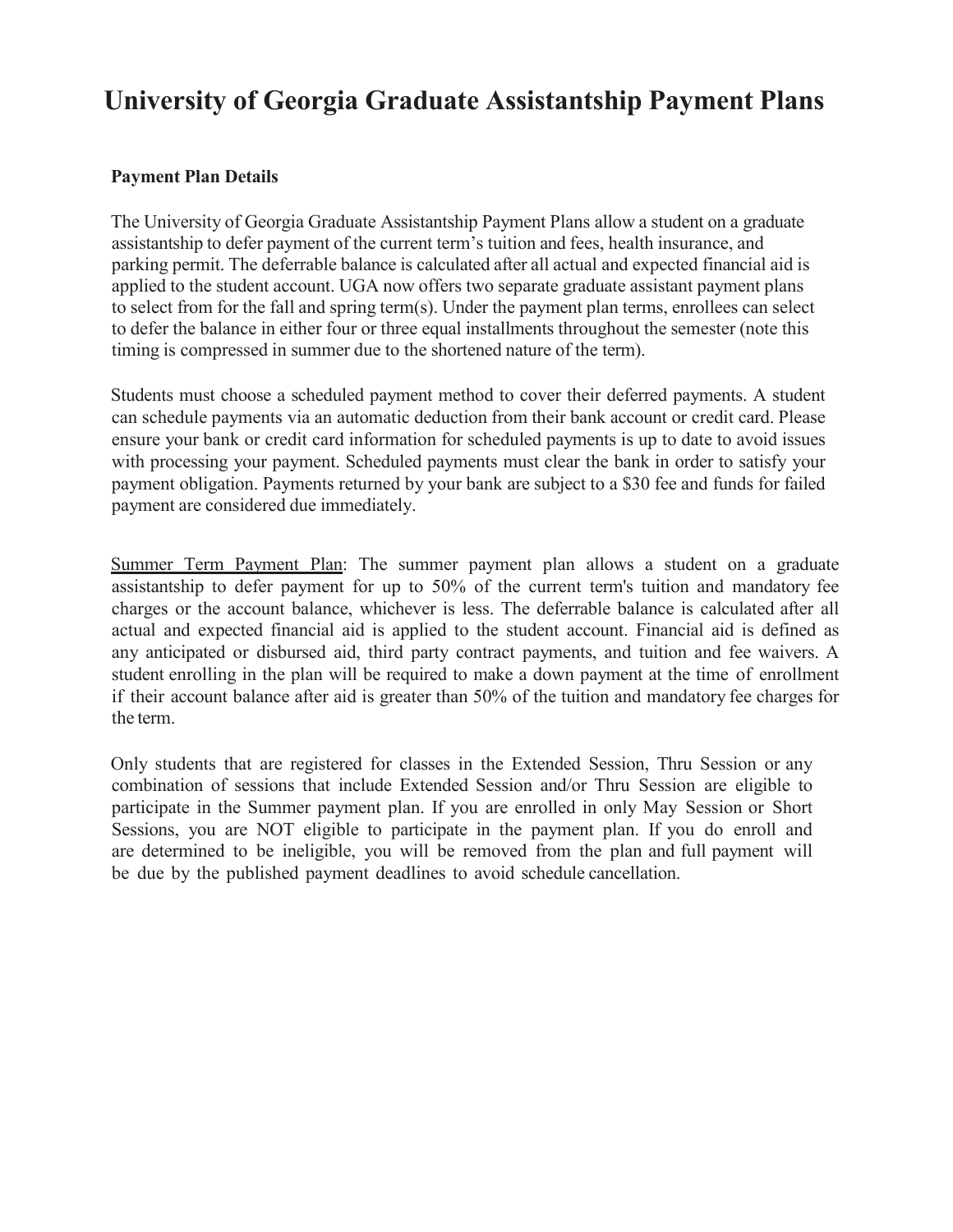# University of Georgia Graduate Assistantship Payment Plans

**Payment Plan Details**

The University of Georgia Graduate Assistantship Payment Plans allow a student on a graduate assistantship to defer payment of the current term's tuition and fees, health insurance, and parking permit. The deferrable balance is calculated after all actual and expected financial aid is applied to the student account. UGA now offers two separate graduate assistant payment plans to select from for the fall and spring term(s). Under the payment plan terms, enrollees can select to defer the balance in either four or three equal installments throughout the semester (note this timing is compressed in summer due to the shortened nature of the term).

Students must choose a scheduled payment method to cover their deferred payments. A student can schedule payments via an automatic deduction from their bank account or credit card. Please ensure your bank or credit card information for scheduled payments is up to date to avoid issues with processing your payment. Scheduled payments must clear the bank in order to satisfy your payment obligation. Payments returned by your bank are subject to a $30 fee and funds for failed payment are considered due immediately.

<u>Summer Term Payment Plan</u>: The summer payment plan allows a student on a graduate assistantship to defer payment for up to 50% of the current term's tuition and mandatory fee charges or the account balance, whichever is less. The deferrable balance is calculated after all actual and expected financial aid is applied to the student account. Financial aid is defined as any anticipated or disbursed aid, third party contract payments, and tuition and fee waivers. A student enrolling in the plan will be required to make a down payment at the time of enrollment if their account balance after aid is greater than 50% of the tuition and mandatory fee charges for the term.

Only students that are registered for classes in the Extended Session, Thru Session or any combination of sessions that include Extended Session and/or Thru Session are eligible to participate in the Summer payment plan. If you are enrolled in only May Session or Short Sessions, you are NOT eligible to participate in the payment plan. If you do enroll and are determined to be ineligible, you will be removed from the plan and full payment will be due by the published payment deadlines to avoid schedule cancellation.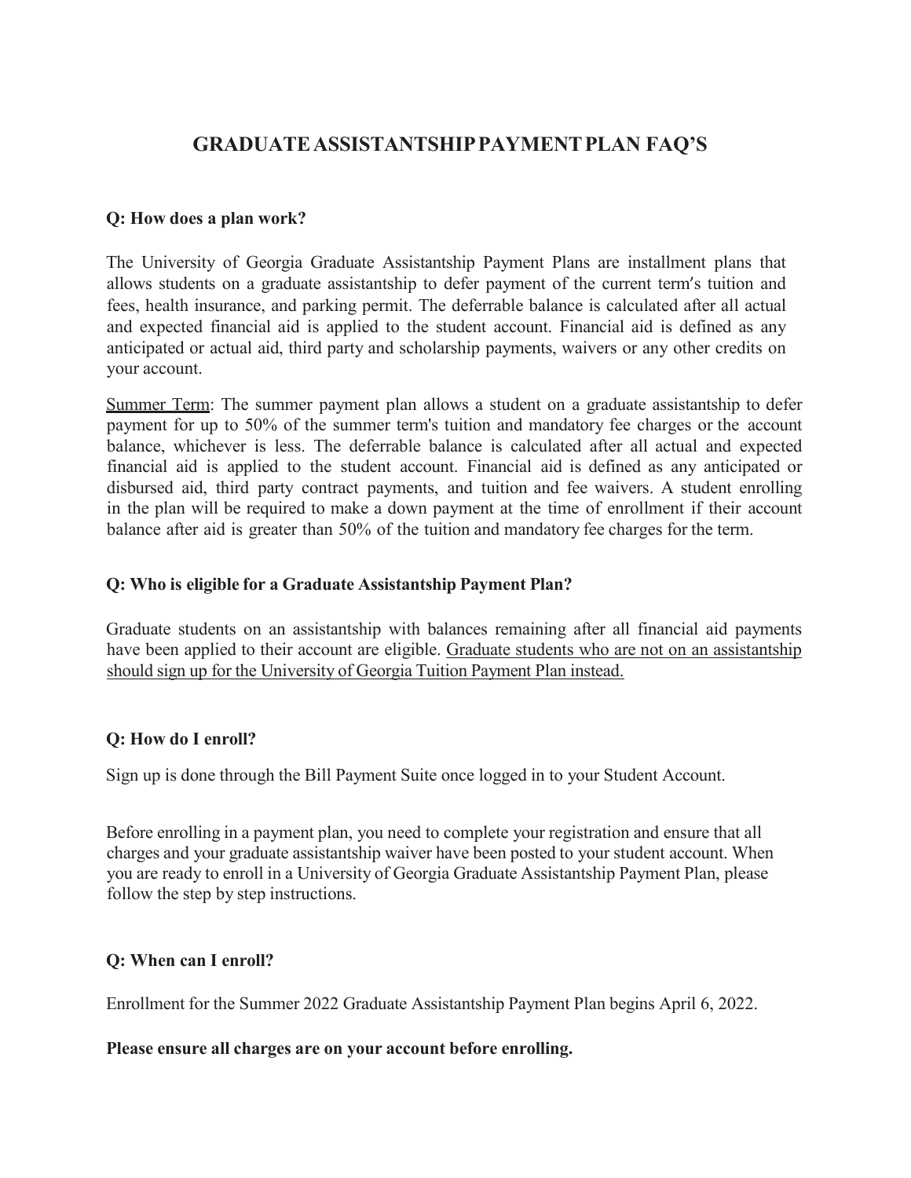# GRADUATE ASSISTANTSHIP PAYMENT PLAN FAQ'S

**Q: How does a plan work?**

The University of Georgia Graduate Assistantship Payment Plans are installment plans that allows students on a graduate assistantship to defer payment of the current term's tuition and fees, health insurance, and parking permit. The deferrable balance is calculated after all actual and expected financial aid is applied to the student account. Financial aid is defined as any anticipated or actual aid, third party and scholarship payments, waivers or any other credits on your account.

<u>Summer Term</u>: The summer payment plan allows a student on a graduate assistantship to defer payment for up to 50% of the summer term's tuition and mandatory fee charges or the account balance, whichever is less. The deferrable balance is calculated after all actual and expected financial aid is applied to the student account. Financial aid is defined as any anticipated or disbursed aid, third party contract payments, and tuition and fee waivers. A student enrolling in the plan will be required to make a down payment at the time of enrollment if their account balance after aid is greater than 50% of the tuition and mandatory fee charges for the term.

**Q: Who is eligible for a Graduate Assistantship Payment Plan?**

Graduate students on an assistantship with balances remaining after all financial aid payments have been applied to their account are eligible. <u>Graduate students who are not on an assistantship should sign up for the University of Georgia Tuition Payment Plan instead.</u>

**Q: How do I enroll?**

Sign up is done through the Bill Payment Suite once logged in to your Student Account.

Before enrolling in a payment plan, you need to complete your registration and ensure that all charges and your graduate assistantship waiver have been posted to your student account. When you are ready to enroll in a University of Georgia Graduate Assistantship Payment Plan, please follow the step by step instructions.

**Q: When can I enroll?**

Enrollment for the Summer 2022 Graduate Assistantship Payment Plan begins April 6, 2022.

**Please ensure all charges are on your account before enrolling.**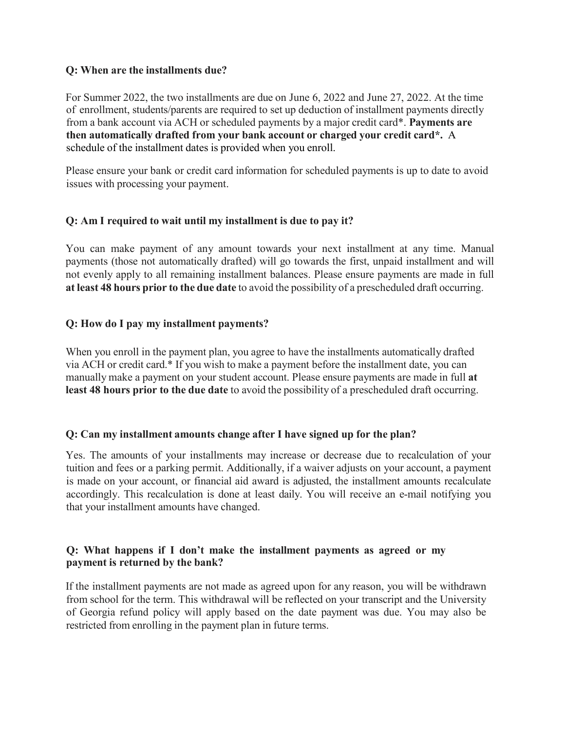**Q: When are the installments due?**

For Summer 2022, the two installments are due on June 6, 2022 and June 27, 2022. At the time of enrollment, students/parents are required to set up deduction of installment payments directly from a bank account via ACH or scheduled payments by a major credit card*. **Payments are then automatically drafted from your bank account or charged your credit card*.** A schedule of the installment dates is provided when you enroll.

Please ensure your bank or credit card information for scheduled payments is up to date to avoid issues with processing your payment.

**Q: Am I required to wait until my installment is due to pay it?**

You can make payment of any amount towards your next installment at any time. Manual payments (those not automatically drafted) will go towards the first, unpaid installment and will not evenly apply to all remaining installment balances. Please ensure payments are made in full **at least 48 hours prior to the due date** to avoid the possibility of a prescheduled draft occurring.

**Q: How do I pay my installment payments?**

When you enroll in the payment plan, you agree to have the installments automatically drafted via ACH or credit card.* If you wish to make a payment before the installment date, you can manually make a payment on your student account. Please ensure payments are made in full **at least 48 hours prior to the due date** to avoid the possibility of a prescheduled draft occurring.

**Q: Can my installment amounts change after I have signed up for the plan?**

Yes. The amounts of your installments may increase or decrease due to recalculation of your tuition and fees or a parking permit. Additionally, if a waiver adjusts on your account, a payment is made on your account, or financial aid award is adjusted, the installment amounts recalculate accordingly. This recalculation is done at least daily. You will receive an e-mail notifying you that your installment amounts have changed.

**Q: What happens if I don't make the installment payments as agreed or my payment is returned by the bank?**

If the installment payments are not made as agreed upon for any reason, you will be withdrawn from school for the term. This withdrawal will be reflected on your transcript and the University of Georgia refund policy will apply based on the date payment was due. You may also be restricted from enrolling in the payment plan in future terms.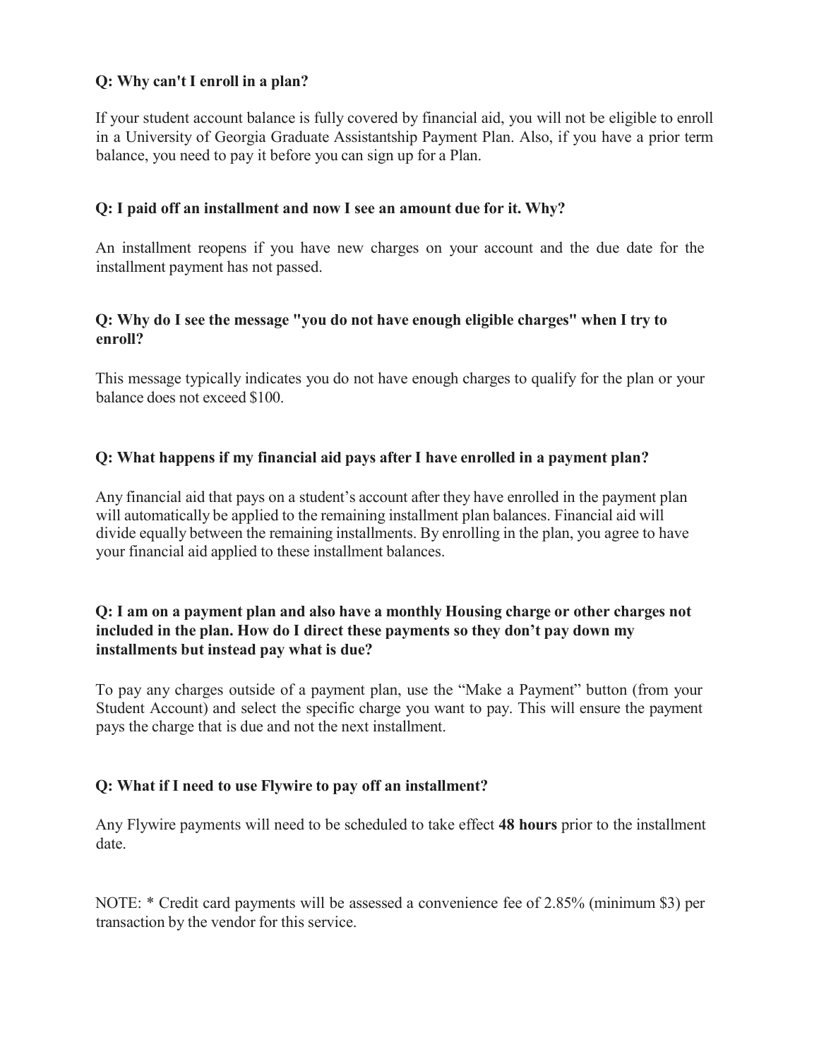**Q: Why can't I enroll in a plan?**

If your student account balance is fully covered by financial aid, you will not be eligible to enroll in a University of Georgia Graduate Assistantship Payment Plan. Also, if you have a prior term balance, you need to pay it before you can sign up for a Plan.

**Q: I paid off an installment and now I see an amount due for it. Why?**

An installment reopens if you have new charges on your account and the due date for the installment payment has not passed.

**Q: Why do I see the message "you do not have enough eligible charges" when I try to enroll?**

This message typically indicates you do not have enough charges to qualify for the plan or your balance does not exceed $100.

**Q: What happens if my financial aid pays after I have enrolled in a payment plan?**

Any financial aid that pays on a student's account after they have enrolled in the payment plan will automatically be applied to the remaining installment plan balances. Financial aid will divide equally between the remaining installments. By enrolling in the plan, you agree to have your financial aid applied to these installment balances.

**Q: I am on a payment plan and also have a monthly Housing charge or other charges not included in the plan. How do I direct these payments so they don't pay down my installments but instead pay what is due?**

To pay any charges outside of a payment plan, use the "Make a Payment" button (from your Student Account) and select the specific charge you want to pay. This will ensure the payment pays the charge that is due and not the next installment.

**Q: What if I need to use Flywire to pay off an installment?**

Any Flywire payments will need to be scheduled to take effect **48 hours** prior to the installment date.

NOTE: * Credit card payments will be assessed a convenience fee of 2.85% (minimum $3) per transaction by the vendor for this service.